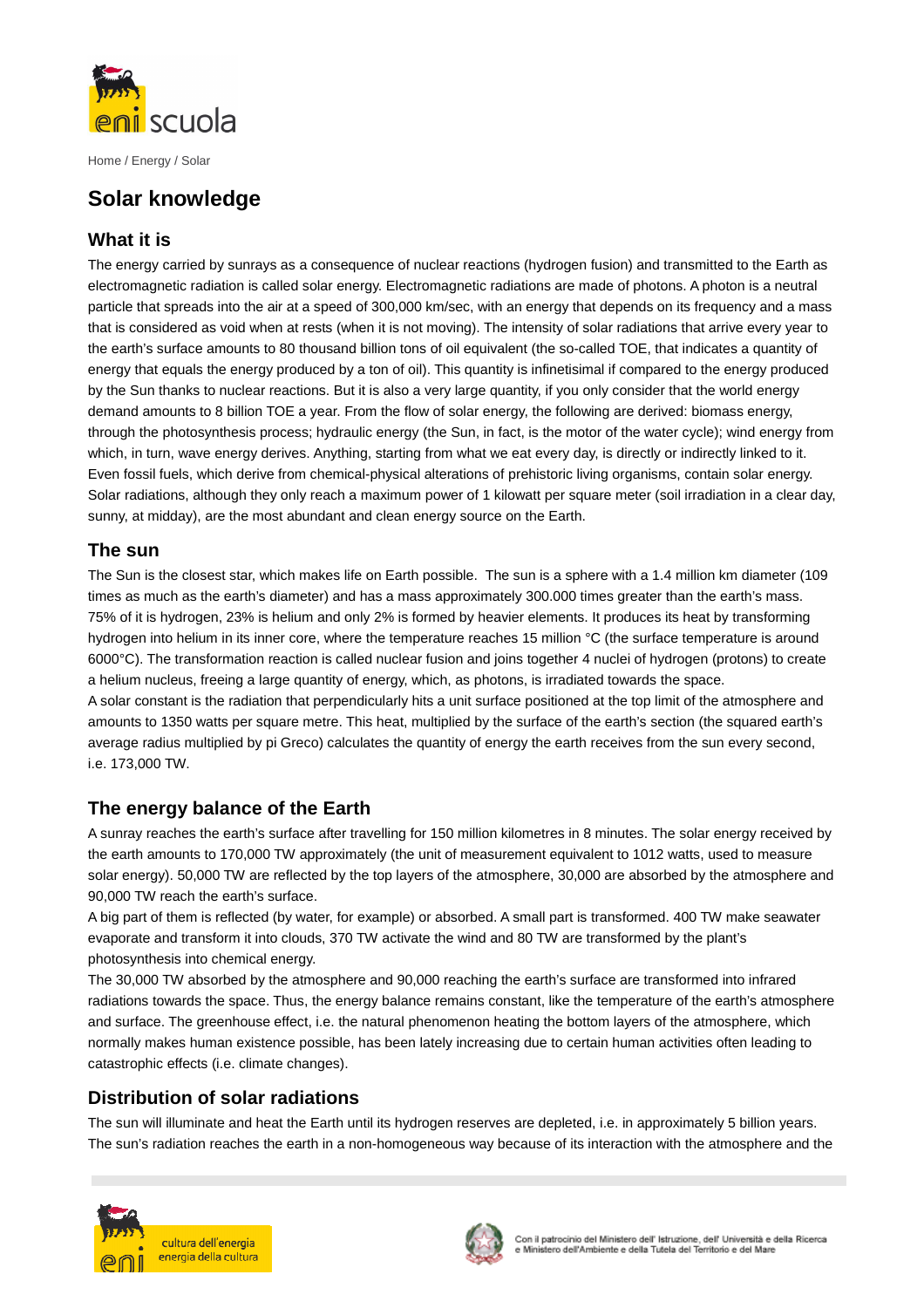Home / Energy / Solar

# Solar knowledge

## What it is

The energy carried by sunrays as a consequence of nuclear reactions (hydrogen fusion) and transmitted to the Earth as electromagnetic radiation is called solar energy. Electromagnetic radiations are made of photons. A photon is a neutral particle that spreads into the air at a speed of 300,000 km/sec, with an energy that depends on its frequency and a mass that is considered as void when at rests (when it is not moving). The intensity of solar radiations that arrive every year to the earth's surface amounts to 80 thousand billion tons of oil equivalent (the so-called TOE, that indicates a quantity of energy that equals the energy produced by a ton of oil). This quantity is infinetisimal if compared to the energy produced by the Sun thanks to nuclear reactions. But it is also a very large quantity, if you only consider that the world energy demand amounts to 8 billion TOE a year. From the flow of solar energy, the following are derived: biomass energy, through the photosynthesis process; hydraulic energy (the Sun, in fact, is the motor of the water cycle); wind energy from which, in turn, wave energy derives. Anything, starting from what we eat every day, is directly or indirectly linked to it. Even fossil fuels, which derive from chemical-physical alterations of prehistoric living organisms, contain solar energy. Solar radiations, although they only reach a maximum power of 1 kilowatt per square meter (soil irradiation in a clear day, sunny, at midday), are the most abundant and clean energy source on the Earth.

## The sun

The Sun is the closest star, which makes life on Earth possible. The sun is a sphere with a 1.4 million km diameter (109 times as much as the earth's diameter) and has a mass approximately 300.000 times greater than the earth's mass. 75% of it is hydrogen, 23% is helium and only 2% is formed by heavier elements. It produces its heat by transforming hydrogen into helium in its inner core, where the temperature reaches 15 million °C (the surface temperature is around 6000°C). The transformation reaction is called nuclear fusion and joins together 4 nuclei of hydrogen (protons) to create a helium nucleus, freeing a large quantity of energy, which, as photons, is irradiated towards the space.

A solar constant is the radiation that perpendicularly hits a unit surface positioned at the top limit of the atmosphere and amounts to 1350 watts per square metre. This heat, multiplied by the surface of the earth's section (the squared earth's average radius multiplied by pi Greco) calculates the quantity of energy the earth receives from the sun every second, i.e. 173,000 TW.

## The energy balance of the Earth

A sunray reaches the earth's surface after travelling for 150 million kilometres in 8 minutes. The solar energy received by the earth amounts to 170,000 TW approximately (the unit of measurement equivalent to 1012 watts, used to measure solar energy). 50,000 TW are reflected by the top layers of the atmosphere, 30,000 are absorbed by the atmosphere and 90,000 TW reach the earth's surface.

A big part of them is reflected (by water, for example) or absorbed. A small part is transformed. 400 TW make seawater evaporate and transform it into clouds, 370 TW activate the wind and 80 TW are transformed by the plant's photosynthesis into chemical energy.

The 30,000 TW absorbed by the atmosphere and 90,000 reaching the earth's surface are transformed into infrared radiations towards the space. Thus, the energy balance remains constant, like the temperature of the earth's atmosphere and surface. The greenhouse effect, i.e. the natural phenomenon heating the bottom layers of the atmosphere, which normally makes human existence possible, has been lately increasing due to certain human activities often leading to catastrophic effects (i.e. climate changes).

## Distribution of solar radiations

The sun will illuminate and heat the Earth until its hydrogen reserves are depleted, i.e. in approximately 5 billion years. The sun's radiation reaches the earth in a non-homogeneous way because of its interaction with the atmosphere and the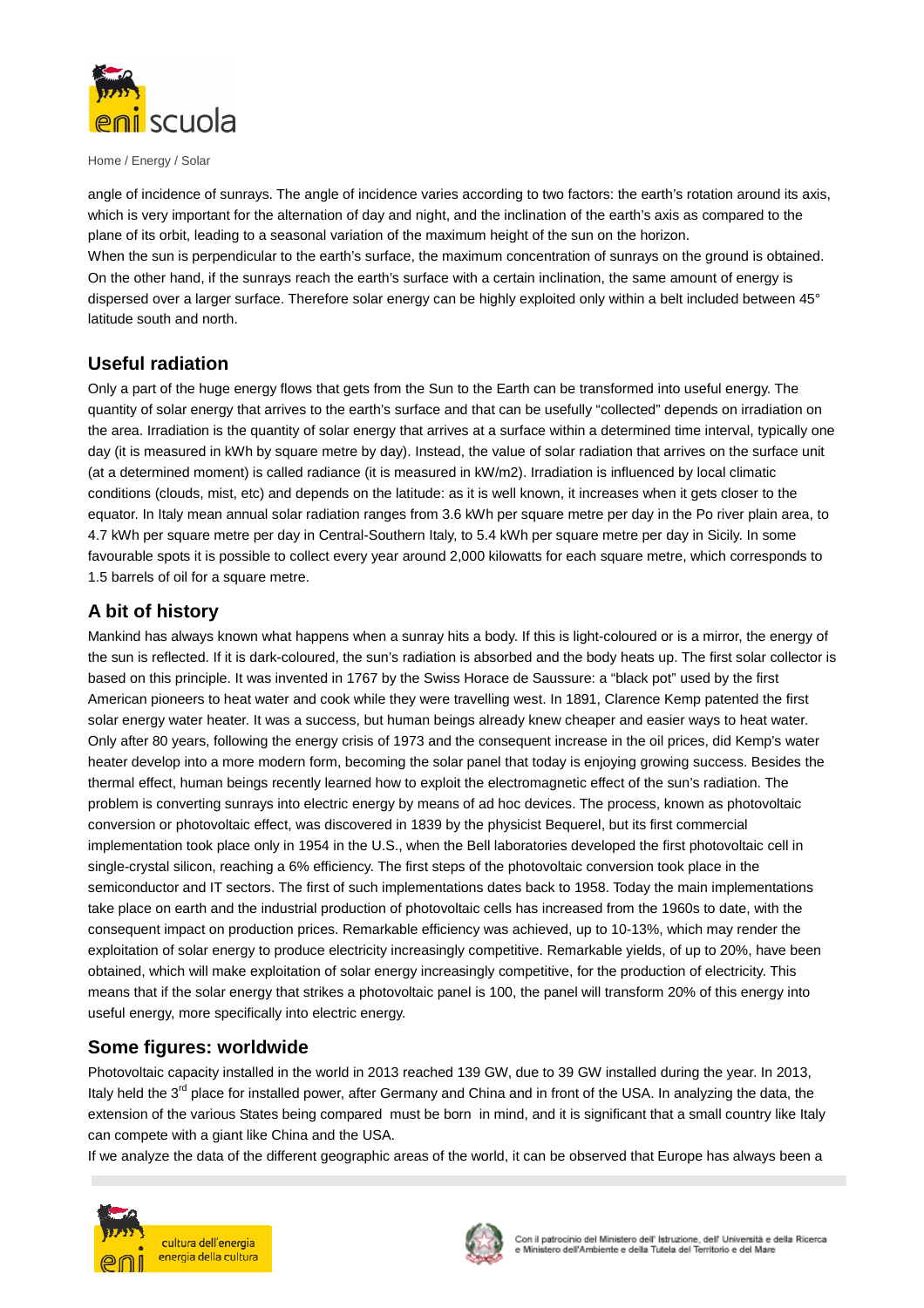angle of incidence of sunrays. The angle of incidence varies according to two factors: the earth's rotation around its axis, which is very important for the alternation of day and night, and the inclination of the earth's axis as compared to the plane of its orbit, leading to a seasonal variation of the maximum height of the sun on the horizon.
When the sun is perpendicular to the earth's surface, the maximum concentration of sunrays on the ground is obtained. On the other hand, if the sunrays reach the earth's surface with a certain inclination, the same amount of energy is dispersed over a larger surface. Therefore solar energy can be highly exploited only within a belt included between 45° latitude south and north.

## Useful radiation

Only a part of the huge energy flows that gets from the Sun to the Earth can be transformed into useful energy. The quantity of solar energy that arrives to the earth's surface and that can be usefully "collected" depends on irradiation on the area. Irradiation is the quantity of solar energy that arrives at a surface within a determined time interval, typically one day (it is measured in kWh by square metre by day). Instead, the value of solar radiation that arrives on the surface unit (at a determined moment) is called radiance (it is measured in kW/m2). Irradiation is influenced by local climatic conditions (clouds, mist, etc) and depends on the latitude: as it is well known, it increases when it gets closer to the equator. In Italy mean annual solar radiation ranges from 3.6 kWh per square metre per day in the Po river plain area, to 4.7 kWh per square metre per day in Central-Southern Italy, to 5.4 kWh per square metre per day in Sicily. In some favourable spots it is possible to collect every year around 2,000 kilowatts for each square metre, which corresponds to 1.5 barrels of oil for a square metre.

## A bit of history

Mankind has always known what happens when a sunray hits a body. If this is light-coloured or is a mirror, the energy of the sun is reflected. If it is dark-coloured, the sun's radiation is absorbed and the body heats up. The first solar collector is based on this principle. It was invented in 1767 by the Swiss Horace de Saussure: a "black pot" used by the first American pioneers to heat water and cook while they were travelling west. In 1891, Clarence Kemp patented the first solar energy water heater. It was a success, but human beings already knew cheaper and easier ways to heat water. Only after 80 years, following the energy crisis of 1973 and the consequent increase in the oil prices, did Kemp's water heater develop into a more modern form, becoming the solar panel that today is enjoying growing success. Besides the thermal effect, human beings recently learned how to exploit the electromagnetic effect of the sun's radiation. The problem is converting sunrays into electric energy by means of ad hoc devices. The process, known as photovoltaic conversion or photovoltaic effect, was discovered in 1839 by the physicist Bequerel, but its first commercial implementation took place only in 1954 in the U.S., when the Bell laboratories developed the first photovoltaic cell in single-crystal silicon, reaching a 6% efficiency. The first steps of the photovoltaic conversion took place in the semiconductor and IT sectors. The first of such implementations dates back to 1958. Today the main implementations take place on earth and the industrial production of photovoltaic cells has increased from the 1960s to date, with the consequent impact on production prices. Remarkable efficiency was achieved, up to 10-13%, which may render the exploitation of solar energy to produce electricity increasingly competitive. Remarkable yields, of up to 20%, have been obtained, which will make exploitation of solar energy increasingly competitive, for the production of electricity. This means that if the solar energy that strikes a photovoltaic panel is 100, the panel will transform 20% of this energy into useful energy, more specifically into electric energy.

## Some figures: worldwide

Photovoltaic capacity installed in the world in 2013 reached 139 GW, due to 39 GW installed during the year. In 2013, Italy held the 3rd place for installed power, after Germany and China and in front of the USA. In analyzing the data, the extension of the various States being compared must be born in mind, and it is significant that a small country like Italy can compete with a giant like China and the USA.
If we analyze the data of the different geographic areas of the world, it can be observed that Europe has always been a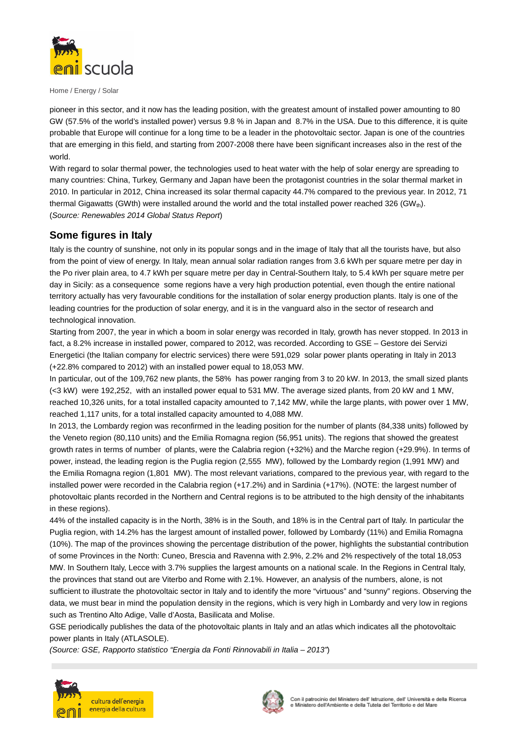pioneer in this sector, and it now has the leading position, with the greatest amount of installed power amounting to 80 GW (57.5% of the world's installed power) versus 9.8 % in Japan and 8.7% in the USA. Due to this difference, it is quite probable that Europe will continue for a long time to be a leader in the photovoltaic sector. Japan is one of the countries that are emerging in this field, and starting from 2007-2008 there have been significant increases also in the rest of the world.

With regard to solar thermal power, the technologies used to heat water with the help of solar energy are spreading to many countries: China, Turkey, Germany and Japan have been the protagonist countries in the solar thermal market in 2010. In particular in 2012, China increased its solar thermal capacity 44.7% compared to the previous year. In 2012, 71 thermal Gigawatts (GWth) were installed around the world and the total installed power reached 326 ($GW_{th}$).
(*Source: Renewables 2014 Global Status Report*)

## Some figures in Italy

Italy is the country of sunshine, not only in its popular songs and in the image of Italy that all the tourists have, but also from the point of view of energy. In Italy, mean annual solar radiation ranges from 3.6 kWh per square metre per day in the Po river plain area, to 4.7 kWh per square metre per day in Central-Southern Italy, to 5.4 kWh per square metre per day in Sicily: as a consequence some regions have a very high production potential, even though the entire national territory actually has very favourable conditions for the installation of solar energy production plants. Italy is one of the leading countries for the production of solar energy, and it is in the vanguard also in the sector of research and technological innovation.

Starting from 2007, the year in which a boom in solar energy was recorded in Italy, growth has never stopped. In 2013 in fact, a 8.2% increase in installed power, compared to 2012, was recorded. According to GSE – Gestore dei Servizi Energetici (the Italian company for electric services) there were 591,029 solar power plants operating in Italy in 2013 (+22.8% compared to 2012) with an installed power equal to 18,053 MW.

In particular, out of the 109,762 new plants, the 58% has power ranging from 3 to 20 kW. In 2013, the small sized plants (<3 kW) were 192,252, with an installed power equal to 531 MW. The average sized plants, from 20 kW and 1 MW, reached 10,326 units, for a total installed capacity amounted to 7,142 MW, while the large plants, with power over 1 MW, reached 1,117 units, for a total installed capacity amounted to 4,088 MW.

In 2013, the Lombardy region was reconfirmed in the leading position for the number of plants (84,338 units) followed by the Veneto region (80,110 units) and the Emilia Romagna region (56,951 units). The regions that showed the greatest growth rates in terms of number of plants, were the Calabria region (+32%) and the Marche region (+29.9%). In terms of power, instead, the leading region is the Puglia region (2,555 MW), followed by the Lombardy region (1,991 MW) and the Emilia Romagna region (1,801 MW). The most relevant variations, compared to the previous year, with regard to the installed power were recorded in the Calabria region (+17.2%) and in Sardinia (+17%). (NOTE: the largest number of photovoltaic plants recorded in the Northern and Central regions is to be attributed to the high density of the inhabitants in these regions).

44% of the installed capacity is in the North, 38% is in the South, and 18% is in the Central part of Italy. In particular the Puglia region, with 14.2% has the largest amount of installed power, followed by Lombardy (11%) and Emilia Romagna (10%). The map of the provinces showing the percentage distribution of the power, highlights the substantial contribution of some Provinces in the North: Cuneo, Brescia and Ravenna with 2.9%, 2.2% and 2% respectively of the total 18,053 MW. In Southern Italy, Lecce with 3.7% supplies the largest amounts on a national scale. In the Regions in Central Italy, the provinces that stand out are Viterbo and Rome with 2.1%. However, an analysis of the numbers, alone, is not sufficient to illustrate the photovoltaic sector in Italy and to identify the more "virtuous" and "sunny" regions. Observing the data, we must bear in mind the population density in the regions, which is very high in Lombardy and very low in regions such as Trentino Alto Adige, Valle d'Aosta, Basilicata and Molise.

GSE periodically publishes the data of the photovoltaic plants in Italy and an atlas which indicates all the photovoltaic power plants in Italy (ATLASOLE).

*(Source: GSE, Rapporto statistico "Energia da Fonti Rinnovabili in Italia – 2013"*)